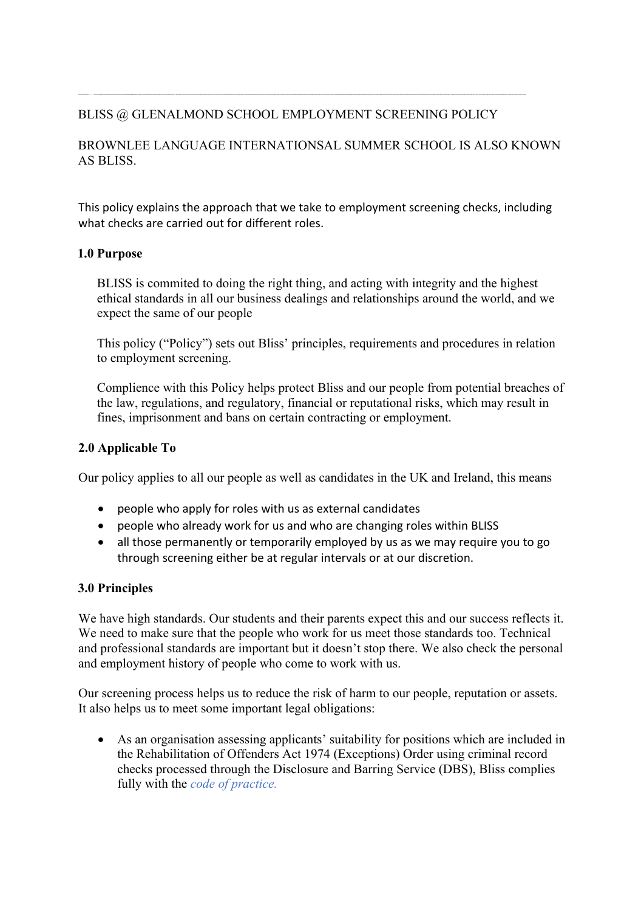BLISS @ GLENALMOND SCHOOL EMPLOYMENT SCREENING POLICY

BROWNLEE LANGUAGE INTERNATIONSAL SUMMER SCHOOL IS ALSO KNOWN AS BLISS.

This policy explains the approach that we take to employment screening checks, including what checks are carried out for different roles.

**1.0 Purpose**

BLISS is commited to doing the right thing, and acting with integrity and the highest ethical standards in all our business dealings and relationships around the world, and we expect the same of our people

This policy ("Policy") sets out Bliss' principles, requirements and procedures in relation to employment screening.

Complience with this Policy helps protect Bliss and our people from potential breaches of the law, regulations, and regulatory, financial or reputational risks, which may result in fines, imprisonment and bans on certain contracting or employment.

**2.0 Applicable To**

Our policy applies to all our people as well as candidates in the UK and Ireland, this means

- people who apply for roles with us as external candidates
- people who already work for us and who are changing roles within BLISS
- all those permanently or temporarily employed by us as we may require you to go through screening either be at regular intervals or at our discretion.

**3.0 Principles**

We have high standards. Our students and their parents expect this and our success reflects it. We need to make sure that the people who work for us meet those standards too. Technical and professional standards are important but it doesn't stop there. We also check the personal and employment history of people who come to work with us.

Our screening process helps us to reduce the risk of harm to our people, reputation or assets. It also helps us to meet some important legal obligations:

- As an organisation assessing applicants' suitability for positions which are included in the Rehabilitation of Offenders Act 1974 (Exceptions) Order using criminal record checks processed through the Disclosure and Barring Service (DBS), Bliss complies fully with the *code of practice.*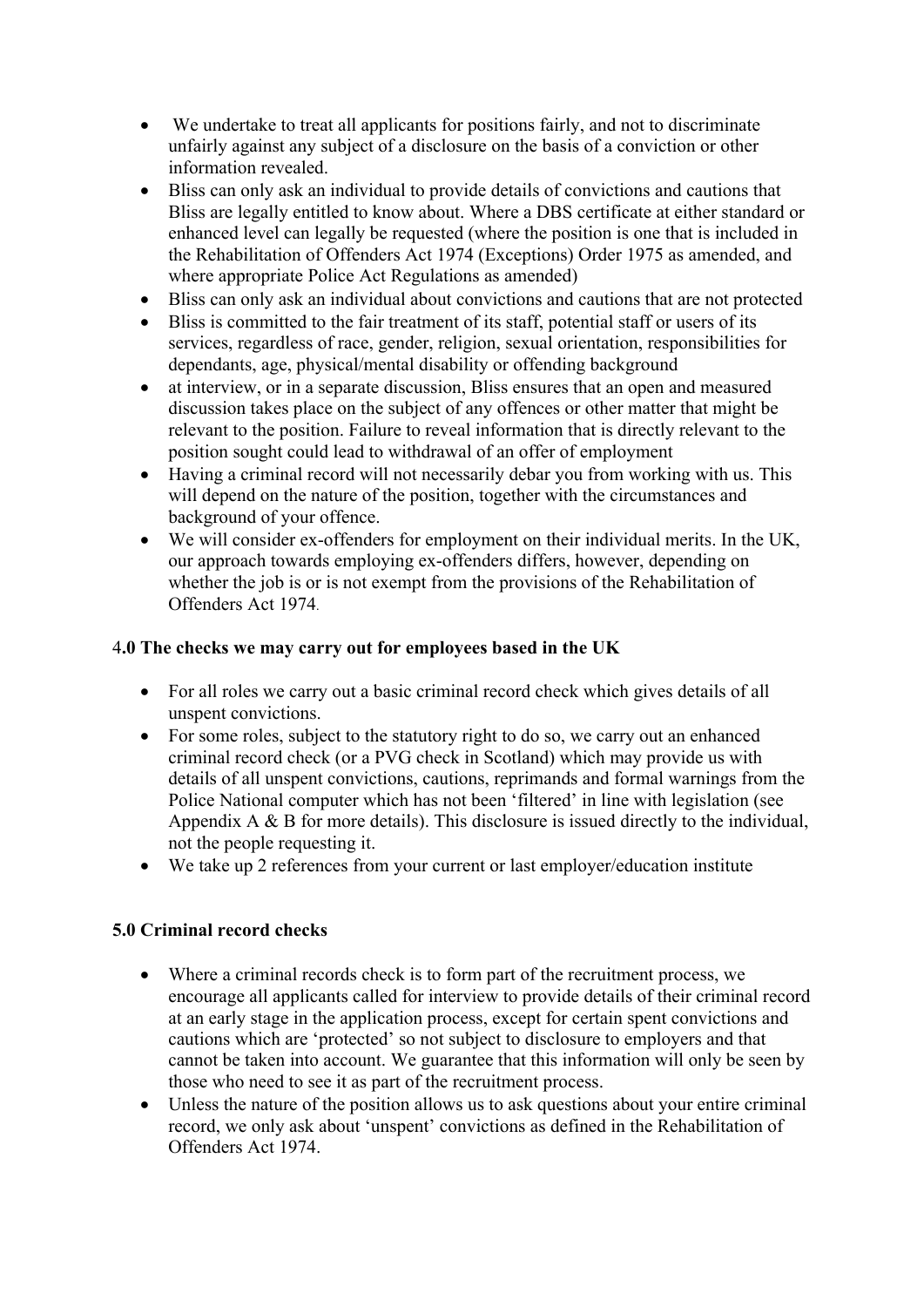- We undertake to treat all applicants for positions fairly, and not to discriminate unfairly against any subject of a disclosure on the basis of a conviction or other information revealed.
- Bliss can only ask an individual to provide details of convictions and cautions that Bliss are legally entitled to know about. Where a DBS certificate at either standard or enhanced level can legally be requested (where the position is one that is included in the Rehabilitation of Offenders Act 1974 (Exceptions) Order 1975 as amended, and where appropriate Police Act Regulations as amended)
- Bliss can only ask an individual about convictions and cautions that are not protected
- Bliss is committed to the fair treatment of its staff, potential staff or users of its services, regardless of race, gender, religion, sexual orientation, responsibilities for dependants, age, physical/mental disability or offending background
- at interview, or in a separate discussion, Bliss ensures that an open and measured discussion takes place on the subject of any offences or other matter that might be relevant to the position. Failure to reveal information that is directly relevant to the position sought could lead to withdrawal of an offer of employment
- Having a criminal record will not necessarily debar you from working with us. This will depend on the nature of the position, together with the circumstances and background of your offence.
- We will consider ex-offenders for employment on their individual merits. In the UK, our approach towards employing ex-offenders differs, however, depending on whether the job is or is not exempt from the provisions of the Rehabilitation of Offenders Act 1974.

### 4.0 The checks we may carry out for employees based in the UK

- For all roles we carry out a basic criminal record check which gives details of all unspent convictions.
- For some roles, subject to the statutory right to do so, we carry out an enhanced criminal record check (or a PVG check in Scotland) which may provide us with details of all unspent convictions, cautions, reprimands and formal warnings from the Police National computer which has not been 'filtered' in line with legislation (see Appendix A & B for more details). This disclosure is issued directly to the individual, not the people requesting it.
- We take up 2 references from your current or last employer/education institute

### 5.0 Criminal record checks

- Where a criminal records check is to form part of the recruitment process, we encourage all applicants called for interview to provide details of their criminal record at an early stage in the application process, except for certain spent convictions and cautions which are 'protected' so not subject to disclosure to employers and that cannot be taken into account. We guarantee that this information will only be seen by those who need to see it as part of the recruitment process.
- Unless the nature of the position allows us to ask questions about your entire criminal record, we only ask about 'unspent' convictions as defined in the Rehabilitation of Offenders Act 1974.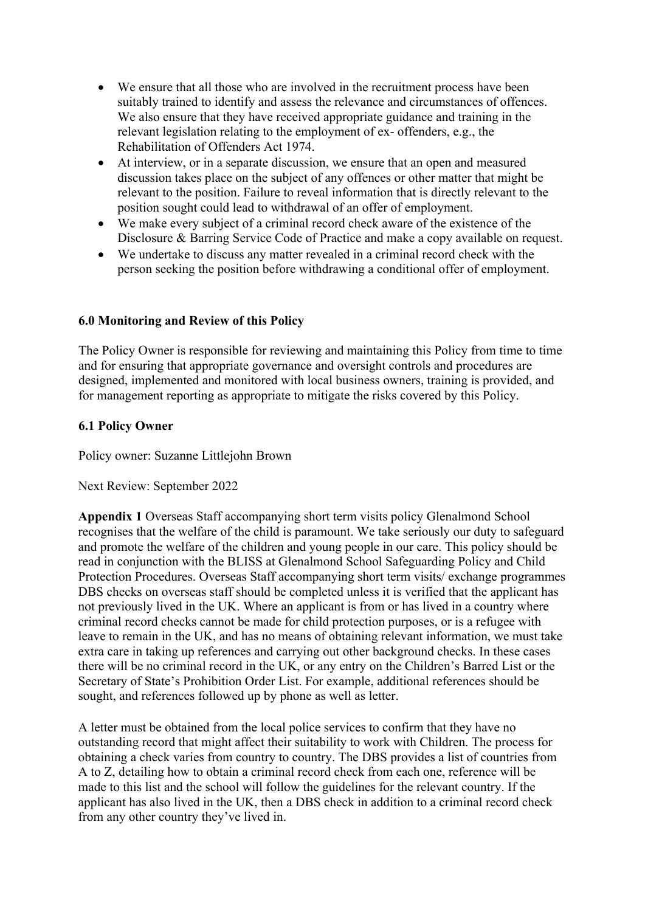- We ensure that all those who are involved in the recruitment process have been suitably trained to identify and assess the relevance and circumstances of offences. We also ensure that they have received appropriate guidance and training in the relevant legislation relating to the employment of ex- offenders, e.g., the Rehabilitation of Offenders Act 1974.
- At interview, or in a separate discussion, we ensure that an open and measured discussion takes place on the subject of any offences or other matter that might be relevant to the position. Failure to reveal information that is directly relevant to the position sought could lead to withdrawal of an offer of employment.
- We make every subject of a criminal record check aware of the existence of the Disclosure & Barring Service Code of Practice and make a copy available on request.
- We undertake to discuss any matter revealed in a criminal record check with the person seeking the position before withdrawing a conditional offer of employment.

## 6.0 Monitoring and Review of this Policy

The Policy Owner is responsible for reviewing and maintaining this Policy from time to time and for ensuring that appropriate governance and oversight controls and procedures are designed, implemented and monitored with local business owners, training is provided, and for management reporting as appropriate to mitigate the risks covered by this Policy.

### 6.1 Policy Owner

Policy owner: Suzanne Littlejohn Brown

Next Review: September 2022

**Appendix 1** Overseas Staff accompanying short term visits policy Glenalmond School recognises that the welfare of the child is paramount. We take seriously our duty to safeguard and promote the welfare of the children and young people in our care. This policy should be read in conjunction with the BLISS at Glenalmond School Safeguarding Policy and Child Protection Procedures. Overseas Staff accompanying short term visits/ exchange programmes DBS checks on overseas staff should be completed unless it is verified that the applicant has not previously lived in the UK. Where an applicant is from or has lived in a country where criminal record checks cannot be made for child protection purposes, or is a refugee with leave to remain in the UK, and has no means of obtaining relevant information, we must take extra care in taking up references and carrying out other background checks. In these cases there will be no criminal record in the UK, or any entry on the Children's Barred List or the Secretary of State's Prohibition Order List. For example, additional references should be sought, and references followed up by phone as well as letter.

A letter must be obtained from the local police services to confirm that they have no outstanding record that might affect their suitability to work with Children. The process for obtaining a check varies from country to country. The DBS provides a list of countries from A to Z, detailing how to obtain a criminal record check from each one, reference will be made to this list and the school will follow the guidelines for the relevant country. If the applicant has also lived in the UK, then a DBS check in addition to a criminal record check from any other country they've lived in.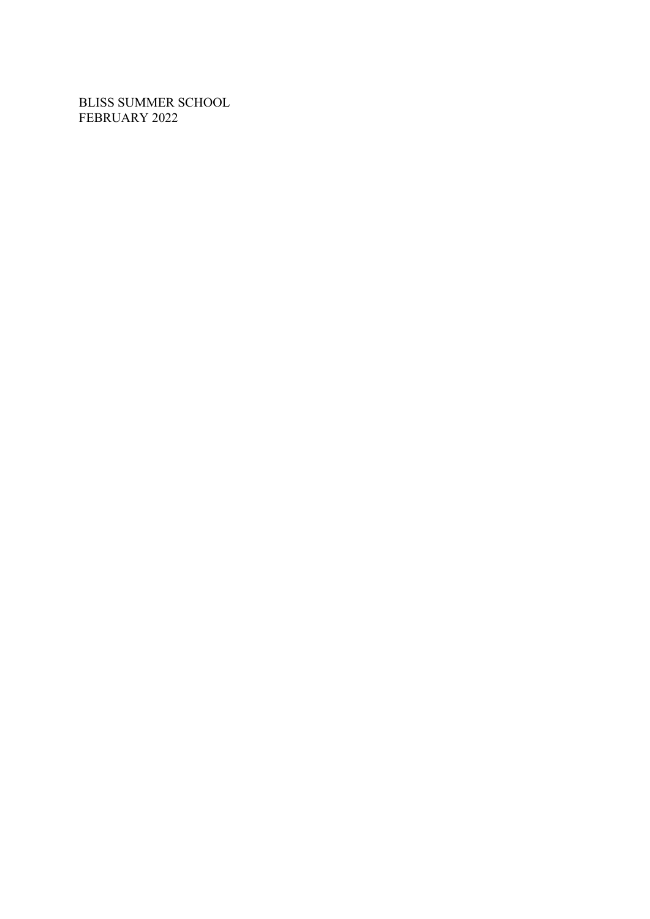BLISS SUMMER SCHOOL
FEBRUARY 2022